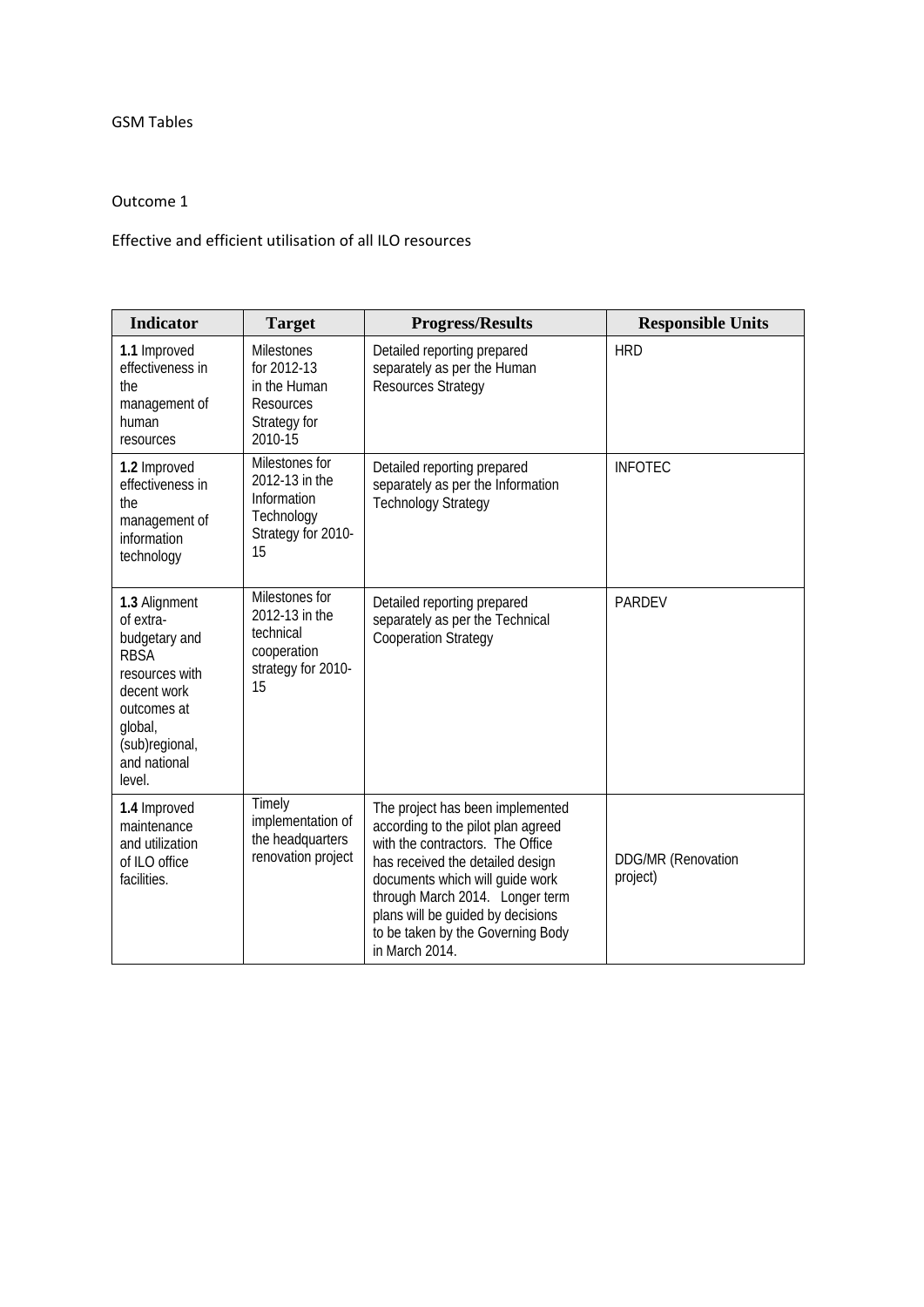# GSM Tables

## Outcome 1

Effective and efficient utilisation of all ILO resources

| Indicator | Target | Progress/Results | Responsible Units |
|---|---|---|---|
| **1.1** Improved effectiveness in the management of human resources | Milestones for 2012-13 in the Human Resources Strategy for 2010-15 | Detailed reporting prepared separately as per the Human Resources Strategy | HRD |
| **1.2** Improved effectiveness in the management of information technology | Milestones for 2012-13 in the Information Technology Strategy for 2010-15 | Detailed reporting prepared separately as per the Information Technology Strategy | INFOTEC |
| **1.3** Alignment of extra-budgetary and RBSA resources with decent work outcomes at global, (sub)regional, and national level. | Milestones for 2012-13 in the technical cooperation strategy for 2010-15 | Detailed reporting prepared separately as per the Technical Cooperation Strategy | PARDEV |
| **1.4** Improved maintenance and utilization of ILO office facilities. | Timely implementation of the headquarters renovation project | The project has been implemented according to the pilot plan agreed with the contractors. The Office has received the detailed design documents which will guide work through March 2014. Longer term plans will be guided by decisions to be taken by the Governing Body in March 2014. | DDG/MR (Renovation project) |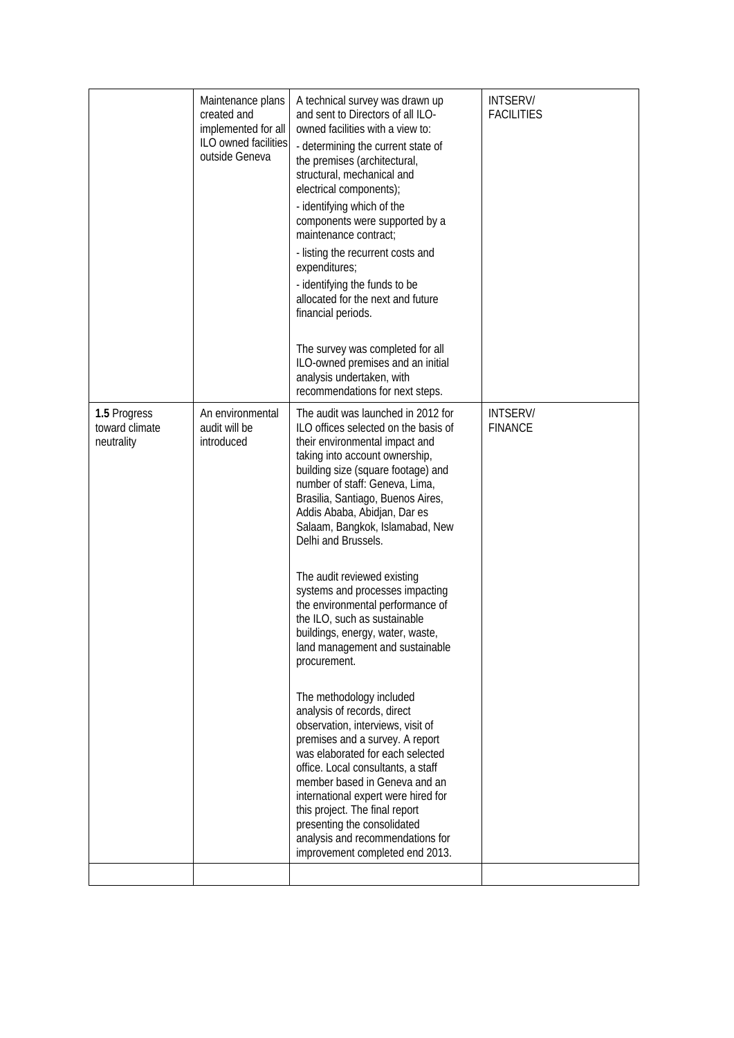| | | | |
|---|---|---|---|
| | Maintenance plans created and implemented for all ILO owned facilities outside Geneva | A technical survey was drawn up and sent to Directors of all ILO-owned facilities with a view to:<br>- determining the current state of the premises (architectural, structural, mechanical and electrical components);<br>- identifying which of the components were supported by a maintenance contract;<br>- listing the recurrent costs and expenditures;<br>- identifying the funds to be allocated for the next and future financial periods.<br><br>The survey was completed for all ILO-owned premises and an initial analysis undertaken, with recommendations for next steps. | INTSERV/ FACILITIES |
| **1.5** Progress toward climate neutrality | An environmental audit will be introduced | The audit was launched in 2012 for ILO offices selected on the basis of their environmental impact and taking into account ownership, building size (square footage) and number of staff: Geneva, Lima, Brasilia, Santiago, Buenos Aires, Addis Ababa, Abidjan, Dar es Salaam, Bangkok, Islamabad, New Delhi and Brussels.<br><br>The audit reviewed existing systems and processes impacting the environmental performance of the ILO, such as sustainable buildings, energy, water, waste, land management and sustainable procurement.<br><br>The methodology included analysis of records, direct observation, interviews, visit of premises and a survey. A report was elaborated for each selected office. Local consultants, a staff member based in Geneva and an international expert were hired for this project. The final report presenting the consolidated analysis and recommendations for improvement completed end 2013. | INTSERV/ FINANCE |
| | | | |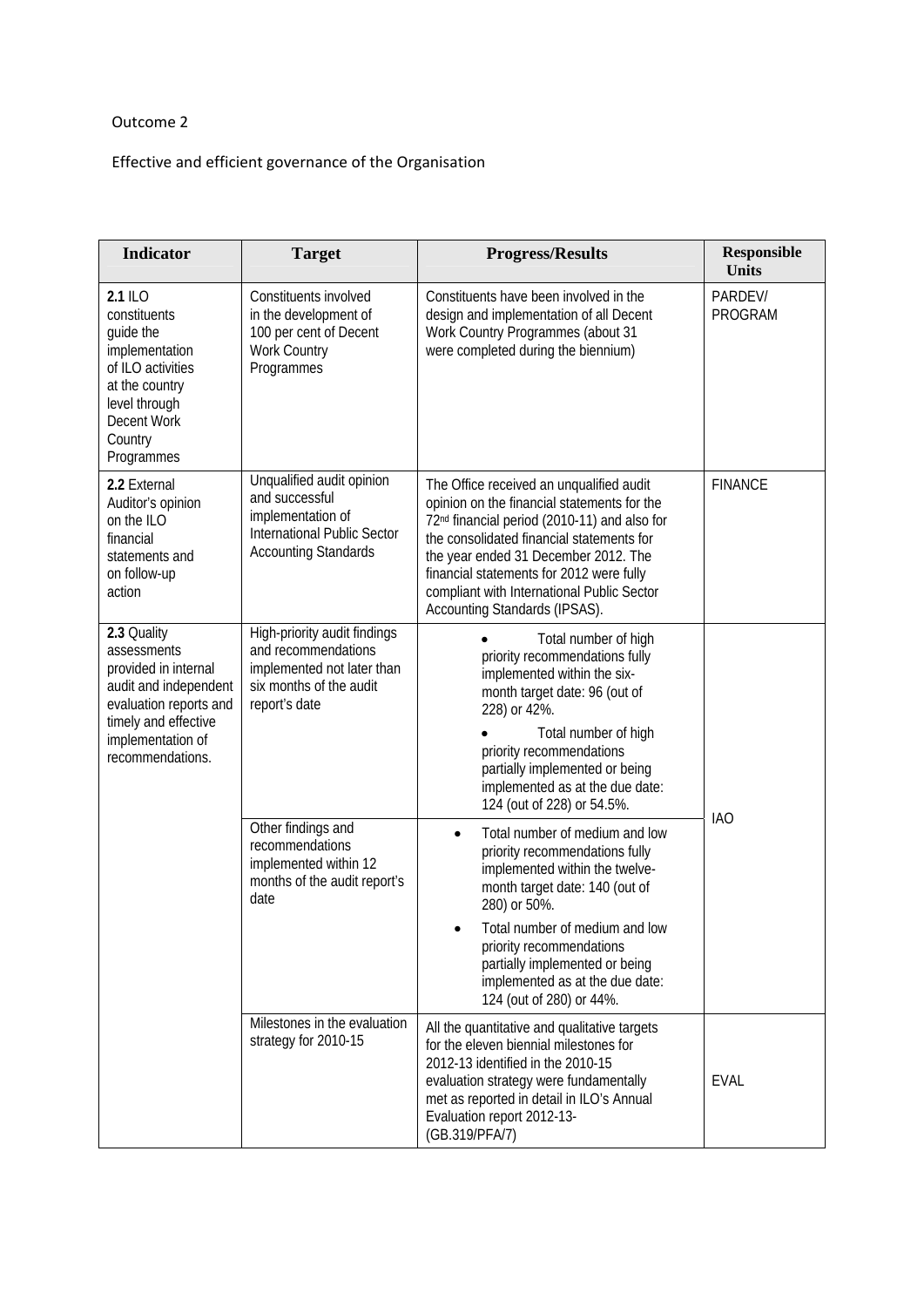Outcome 2

Effective and efficient governance of the Organisation

| Indicator | Target | Progress/Results | Responsible Units |
|---|---|---|---|
| **2.1** ILO constituents guide the implementation of ILO activities at the country level through Decent Work Country Programmes | Constituents involved in the development of 100 per cent of Decent Work Country Programmes | Constituents have been involved in the design and implementation of all Decent Work Country Programmes (about 31 were completed during the biennium) | PARDEV/ PROGRAM |
| **2.2** External Auditor's opinion on the ILO financial statements and on follow-up action | Unqualified audit opinion and successful implementation of International Public Sector Accounting Standards | The Office received an unqualified audit opinion on the financial statements for the 72nd financial period (2010-11) and also for the consolidated financial statements for the year ended 31 December 2012. The financial statements for 2012 were fully compliant with International Public Sector Accounting Standards (IPSAS). | FINANCE |
| **2.3** Quality assessments provided in internal audit and independent evaluation reports and timely and effective implementation of recommendations. | High-priority audit findings and recommendations implemented not later than six months of the audit report's date | • Total number of high priority recommendations fully implemented within the six-month target date: 96 (out of 228) or 42%.<br>• Total number of high priority recommendations partially implemented or being implemented as at the due date: 124 (out of 228) or 54.5%. | IAO |
| | Other findings and recommendations implemented within 12 months of the audit report's date | • Total number of medium and low priority recommendations fully implemented within the twelve-month target date: 140 (out of 280) or 50%.<br>• Total number of medium and low priority recommendations partially implemented or being implemented as at the due date: 124 (out of 280) or 44%. | IAO |
| | Milestones in the evaluation strategy for 2010-15 | All the quantitative and qualitative targets for the eleven biennial milestones for 2012-13 identified in the 2010-15 evaluation strategy were fundamentally met as reported in detail in ILO's Annual Evaluation report 2012-13- (GB.319/PFA/7) | EVAL |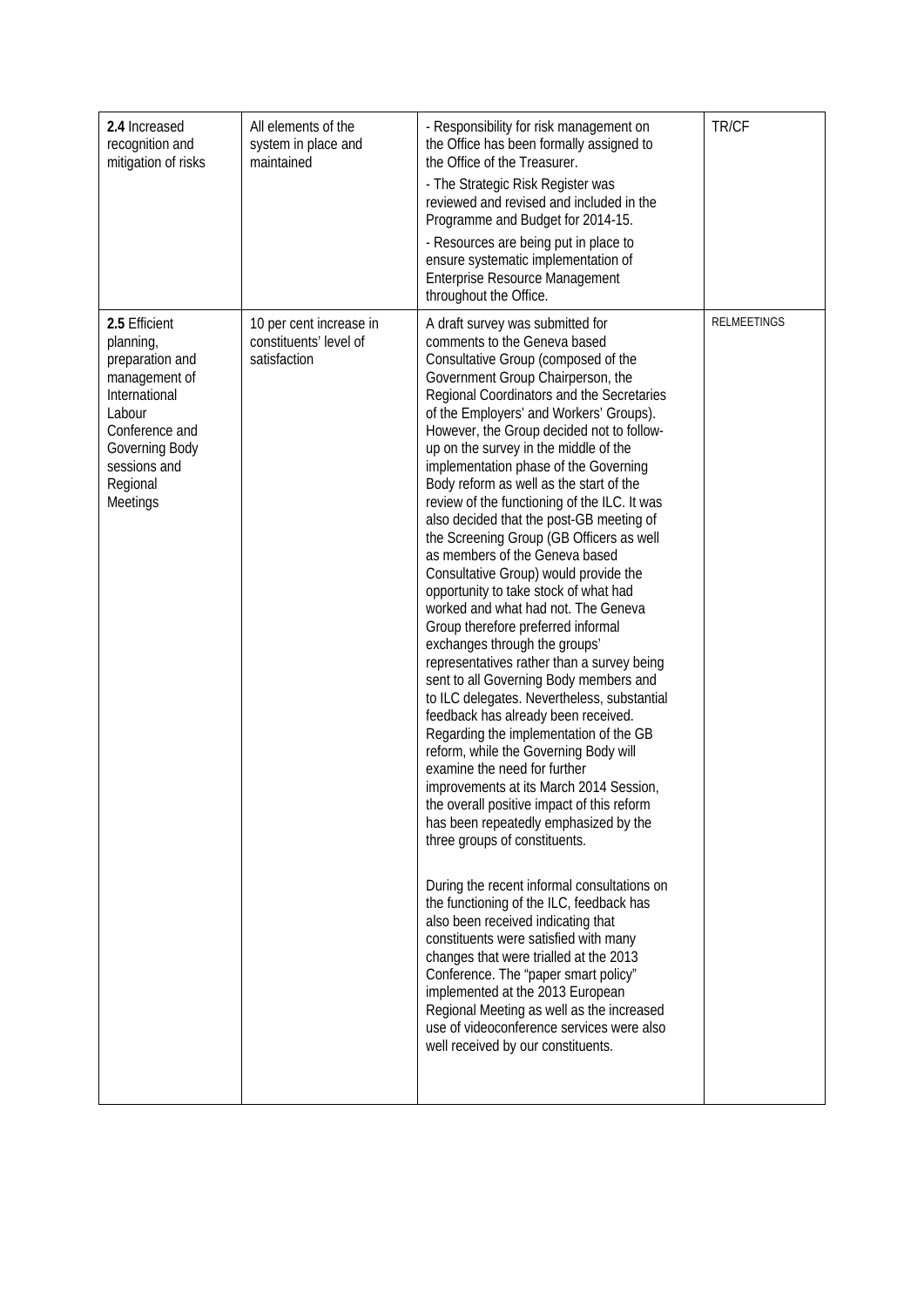| **2.4** Increased recognition and mitigation of risks | All elements of the system in place and maintained | - Responsibility for risk management on the Office has been formally assigned to the Office of the Treasurer.<br>- The Strategic Risk Register was reviewed and revised and included in the Programme and Budget for 2014-15.<br>- Resources are being put in place to ensure systematic implementation of Enterprise Resource Management throughout the Office. | TR/CF |
|---|---|---|---|
| **2.5** Efficient planning, preparation and management of International Labour Conference and Governing Body sessions and Regional Meetings | 10 per cent increase in constituents' level of satisfaction | A draft survey was submitted for comments to the Geneva based Consultative Group (composed of the Government Group Chairperson, the Regional Coordinators and the Secretaries of the Employers' and Workers' Groups). However, the Group decided not to follow-up on the survey in the middle of the implementation phase of the Governing Body reform as well as the start of the review of the functioning of the ILC. It was also decided that the post-GB meeting of the Screening Group (GB Officers as well as members of the Geneva based Consultative Group) would provide the opportunity to take stock of what had worked and what had not. The Geneva Group therefore preferred informal exchanges through the groups' representatives rather than a survey being sent to all Governing Body members and to ILC delegates. Nevertheless, substantial feedback has already been received. Regarding the implementation of the GB reform, while the Governing Body will examine the need for further improvements at its March 2014 Session, the overall positive impact of this reform has been repeatedly emphasized by the three groups of constituents.<br><br>During the recent informal consultations on the functioning of the ILC, feedback has also been received indicating that constituents were satisfied with many changes that were trialled at the 2013 Conference. The "paper smart policy" implemented at the 2013 European Regional Meeting as well as the increased use of videoconference services were also well received by our constituents. | RELMEETINGS |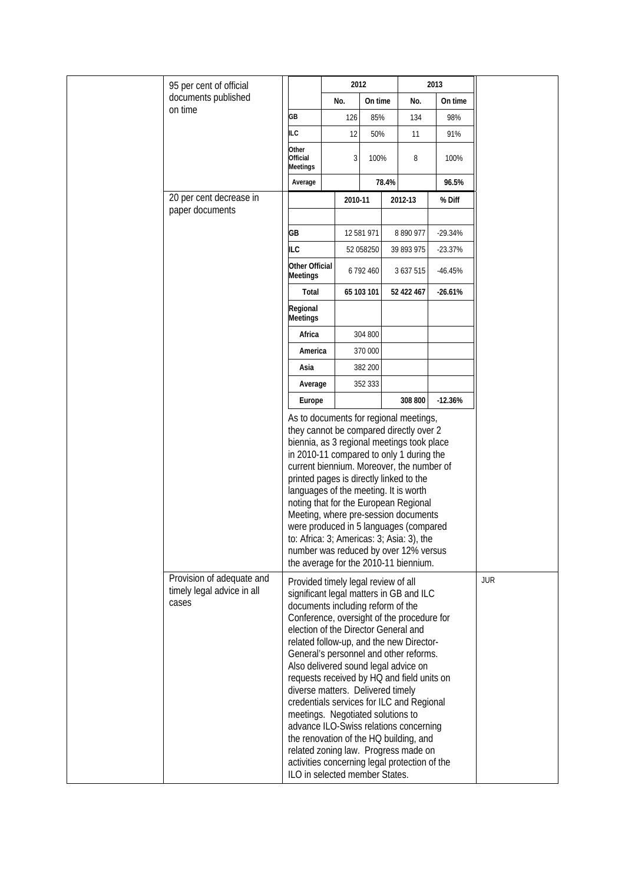| | | | |
|---|---|---|---|
| | 95 per cent of official documents published on time | <table><tr><th></th><th>2012 No.</th><th>2012 On time</th><th>2013 No.</th><th>2013 On time</th></tr><tr><td>GB</td><td>126</td><td>85%</td><td>134</td><td>98%</td></tr><tr><td>ILC</td><td>12</td><td>50%</td><td>11</td><td>91%</td></tr><tr><td>Other Official Meetings</td><td>3</td><td>100%</td><td>8</td><td>100%</td></tr><tr><td>Average</td><td></td><td>78.4%</td><td></td><td>96.5%</td></tr></table> | |
| | 20 per cent decrease in paper documents | <table><tr><th></th><th>2010-11</th><th>2012-13</th><th>% Diff</th></tr><tr><td>GB</td><td>12 581 971</td><td>8 890 977</td><td>-29.34%</td></tr><tr><td>ILC</td><td>52 058250</td><td>39 893 975</td><td>-23.37%</td></tr><tr><td>Other Official Meetings</td><td>6 792 460</td><td>3 637 515</td><td>-46.45%</td></tr><tr><td>Total</td><td>65 103 101</td><td>52 422 467</td><td>-26.61%</td></tr><tr><td>Regional Meetings</td><td></td><td></td><td></td></tr><tr><td>Africa</td><td>304 800</td><td></td><td></td></tr><tr><td>America</td><td>370 000</td><td></td><td></td></tr><tr><td>Asia</td><td>382 200</td><td></td><td></td></tr><tr><td>Average</td><td>352 333</td><td></td><td></td></tr><tr><td>Europe</td><td></td><td>308 800</td><td>-12.36%</td></tr></table> As to documents for regional meetings, they cannot be compared directly over 2 biennia, as 3 regional meetings took place in 2010-11 compared to only 1 during the current biennium. Moreover, the number of printed pages is directly linked to the languages of the meeting. It is worth noting that for the European Regional Meeting, where pre-session documents were produced in 5 languages (compared to: Africa: 3; Americas: 3; Asia: 3), the number was reduced by over 12% versus the average for the 2010-11 biennium. | |
| | Provision of adequate and timely legal advice in all cases | Provided timely legal review of all significant legal matters in GB and ILC documents including reform of the Conference, oversight of the procedure for election of the Director General and related follow-up, and the new Director-General's personnel and other reforms. Also delivered sound legal advice on requests received by HQ and field units on diverse matters. Delivered timely credentials services for ILC and Regional meetings. Negotiated solutions to advance ILO-Swiss relations concerning the renovation of the HQ building, and related zoning law. Progress made on activities concerning legal protection of the ILO in selected member States. | JUR |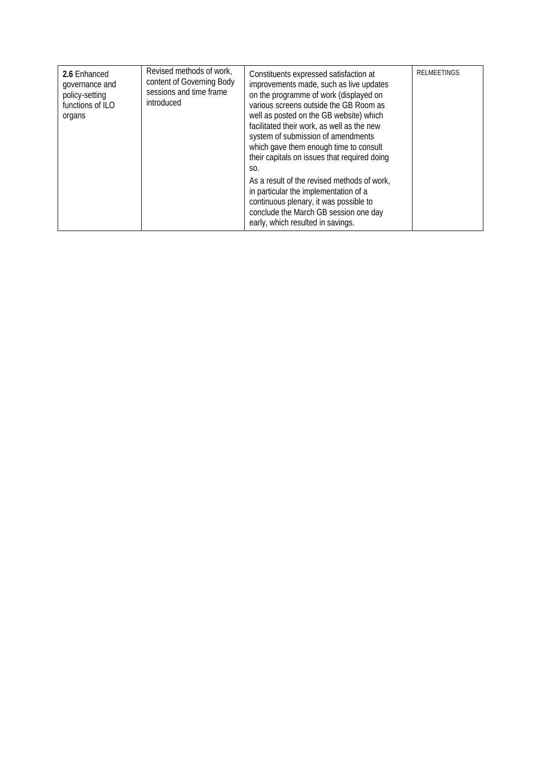| | | | |
|---|---|---|---|
| **2.6** Enhanced governance and policy-setting functions of ILO organs | Revised methods of work, content of Governing Body sessions and time frame introduced | Constituents expressed satisfaction at improvements made, such as live updates on the programme of work (displayed on various screens outside the GB Room as well as posted on the GB website) which facilitated their work, as well as the new system of submission of amendments which gave them enough time to consult their capitals on issues that required doing so.<br><br>As a result of the revised methods of work, in particular the implementation of a continuous plenary, it was possible to conclude the March GB session one day early, which resulted in savings. | RELMEETINGS |